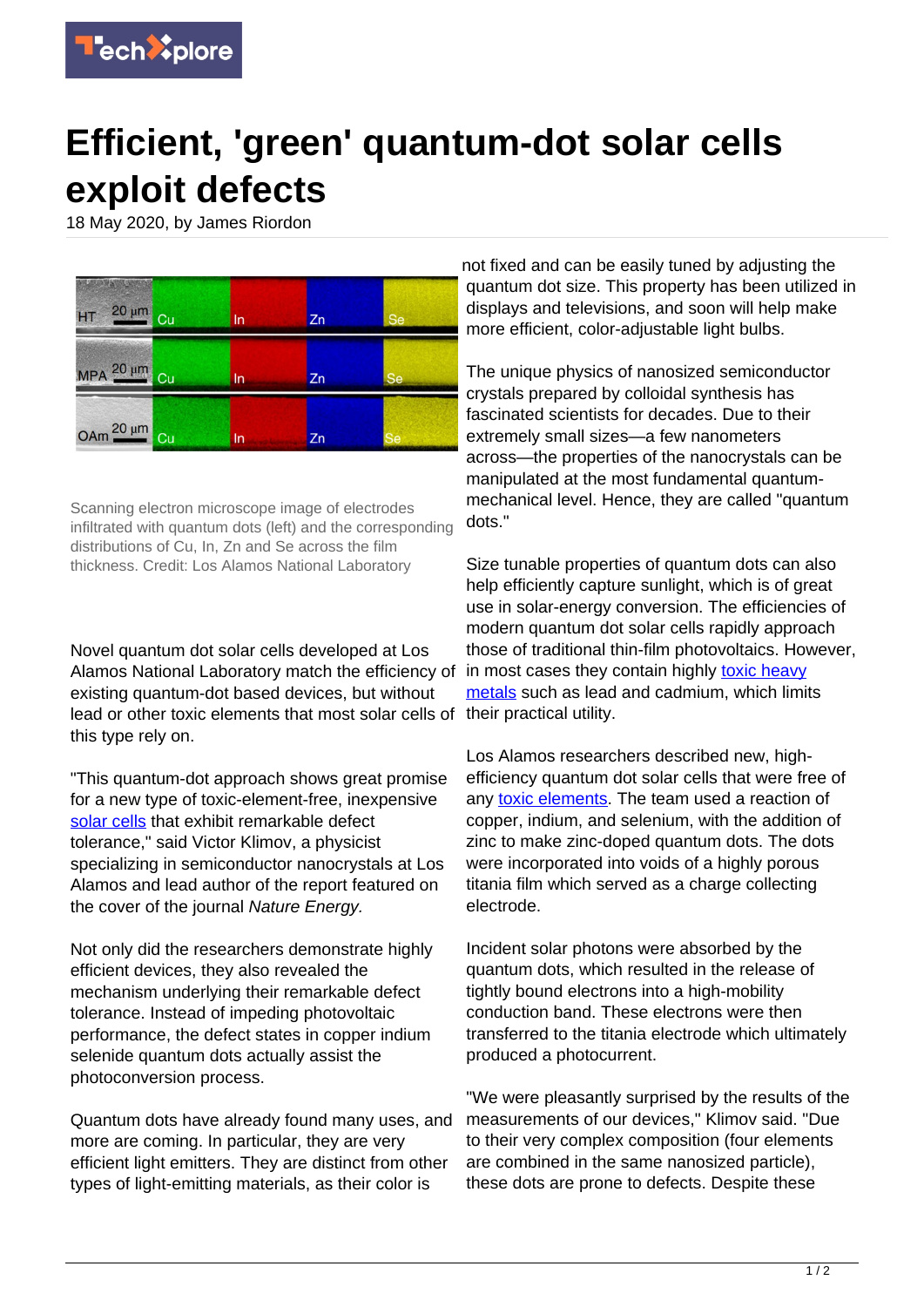# Efficient, 'green' quantum-dot solar cells exploit defects

18 May 2020, by James Riordon

Scanning electron microscope image of electrodes infiltrated with quantum dots (left) and the corresponding distributions of Cu, In, Zn and Se across the film thickness. Credit: Los Alamos National Laboratory

Novel quantum dot solar cells developed at Los Alamos National Laboratory match the efficiency of existing quantum-dot based devices, but without lead or other toxic elements that most solar cells of this type rely on.

"This quantum-dot approach shows great promise for a new type of toxic-element-free, inexpensive solar cells that exhibit remarkable defect tolerance," said Victor Klimov, a physicist specializing in semiconductor nanocrystals at Los Alamos and lead author of the report featured on the cover of the journal *Nature Energy*.

Not only did the researchers demonstrate highly efficient devices, they also revealed the mechanism underlying their remarkable defect tolerance. Instead of impeding photovoltaic performance, the defect states in copper indium selenide quantum dots actually assist the photoconversion process.

Quantum dots have already found many uses, and more are coming. In particular, they are very efficient light emitters. They are distinct from other types of light-emitting materials, as their color is not fixed and can be easily tuned by adjusting the quantum dot size. This property has been utilized in displays and televisions, and soon will help make more efficient, color-adjustable light bulbs.

The unique physics of nanosized semiconductor crystals prepared by colloidal synthesis has fascinated scientists for decades. Due to their extremely small sizes—a few nanometers across—the properties of the nanocrystals can be manipulated at the most fundamental quantum-mechanical level. Hence, they are called "quantum dots."

Size tunable properties of quantum dots can also help efficiently capture sunlight, which is of great use in solar-energy conversion. The efficiencies of modern quantum dot solar cells rapidly approach those of traditional thin-film photovoltaics. However, in most cases they contain highly toxic heavy metals such as lead and cadmium, which limits their practical utility.

Los Alamos researchers described new, high-efficiency quantum dot solar cells that were free of any toxic elements. The team used a reaction of copper, indium, and selenium, with the addition of zinc to make zinc-doped quantum dots. The dots were incorporated into voids of a highly porous titania film which served as a charge collecting electrode.

Incident solar photons were absorbed by the quantum dots, which resulted in the release of tightly bound electrons into a high-mobility conduction band. These electrons were then transferred to the titania electrode which ultimately produced a photocurrent.

"We were pleasantly surprised by the results of the measurements of our devices," Klimov said. "Due to their very complex composition (four elements are combined in the same nanosized particle), these dots are prone to defects. Despite these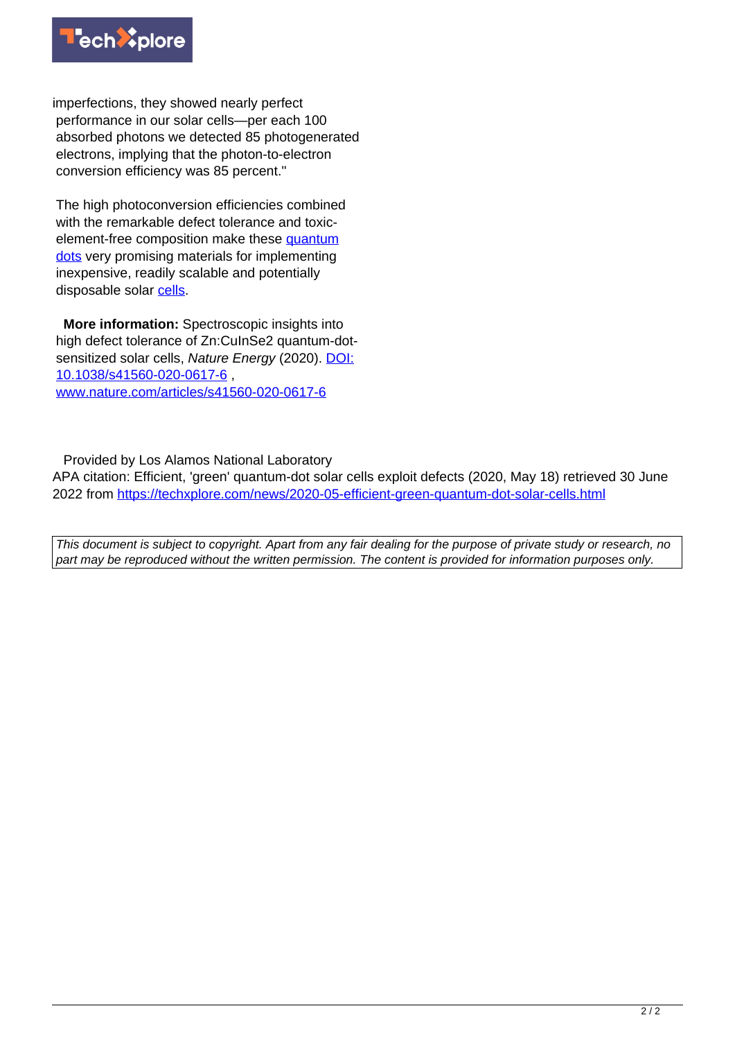imperfections, they showed nearly perfect performance in our solar cells—per each 100 absorbed photons we detected 85 photogenerated electrons, implying that the photon-to-electron conversion efficiency was 85 percent."

The high photoconversion efficiencies combined with the remarkable defect tolerance and toxic-element-free composition make these quantum dots very promising materials for implementing inexpensive, readily scalable and potentially disposable solar cells.

**More information:** Spectroscopic insights into high defect tolerance of Zn:CuInSe2 quantum-dot-sensitized solar cells, *Nature Energy* (2020). DOI: 10.1038/s41560-020-0617-6 , www.nature.com/articles/s41560-020-0617-6

Provided by Los Alamos National Laboratory

APA citation: Efficient, 'green' quantum-dot solar cells exploit defects (2020, May 18) retrieved 30 June 2022 from https://techxplore.com/news/2020-05-efficient-green-quantum-dot-solar-cells.html

*This document is subject to copyright. Apart from any fair dealing for the purpose of private study or research, no part may be reproduced without the written permission. The content is provided for information purposes only.*